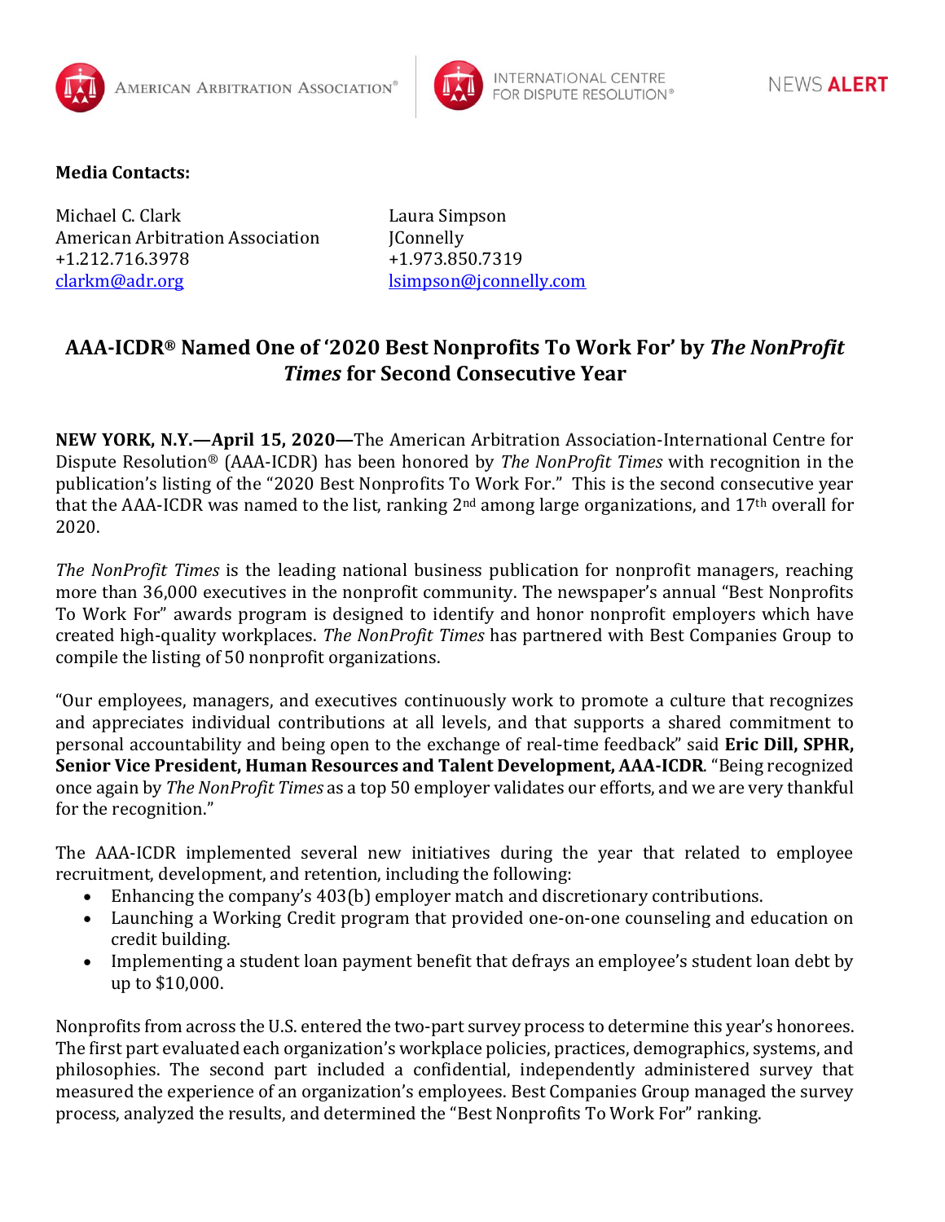AMERICAN ARBITRATION ASSOCIATION® | INTERNATIONAL CENTRE FOR DISPUTE RESOLUTION® | NEWS **ALERT**

**Media Contacts:**

Michael C. Clark
American Arbitration Association
+1.212.716.3978
clarkm@adr.org

Laura Simpson
JConnelly
+1.973.850.7319
lsimpson@jconnelly.com

# AAA-ICDR® Named One of '2020 Best Nonprofits To Work For' by *The NonProfit Times* for Second Consecutive Year

**NEW YORK, N.Y.—April 15, 2020—**The American Arbitration Association-International Centre for Dispute Resolution® (AAA-ICDR) has been honored by *The NonProfit Times* with recognition in the publication's listing of the "2020 Best Nonprofits To Work For." This is the second consecutive year that the AAA-ICDR was named to the list, ranking 2nd among large organizations, and 17th overall for 2020.

*The NonProfit Times* is the leading national business publication for nonprofit managers, reaching more than 36,000 executives in the nonprofit community. The newspaper's annual "Best Nonprofits To Work For" awards program is designed to identify and honor nonprofit employers which have created high-quality workplaces. *The NonProfit Times* has partnered with Best Companies Group to compile the listing of 50 nonprofit organizations.

"Our employees, managers, and executives continuously work to promote a culture that recognizes and appreciates individual contributions at all levels, and that supports a shared commitment to personal accountability and being open to the exchange of real-time feedback" said **Eric Dill, SPHR, Senior Vice President, Human Resources and Talent Development, AAA-ICDR**. "Being recognized once again by *The NonProfit Times* as a top 50 employer validates our efforts, and we are very thankful for the recognition."

The AAA-ICDR implemented several new initiatives during the year that related to employee recruitment, development, and retention, including the following:

- Enhancing the company's 403(b) employer match and discretionary contributions.
- Launching a Working Credit program that provided one-on-one counseling and education on credit building.
- Implementing a student loan payment benefit that defrays an employee's student loan debt by up to $10,000.

Nonprofits from across the U.S. entered the two-part survey process to determine this year's honorees. The first part evaluated each organization's workplace policies, practices, demographics, systems, and philosophies. The second part included a confidential, independently administered survey that measured the experience of an organization's employees. Best Companies Group managed the survey process, analyzed the results, and determined the "Best Nonprofits To Work For" ranking.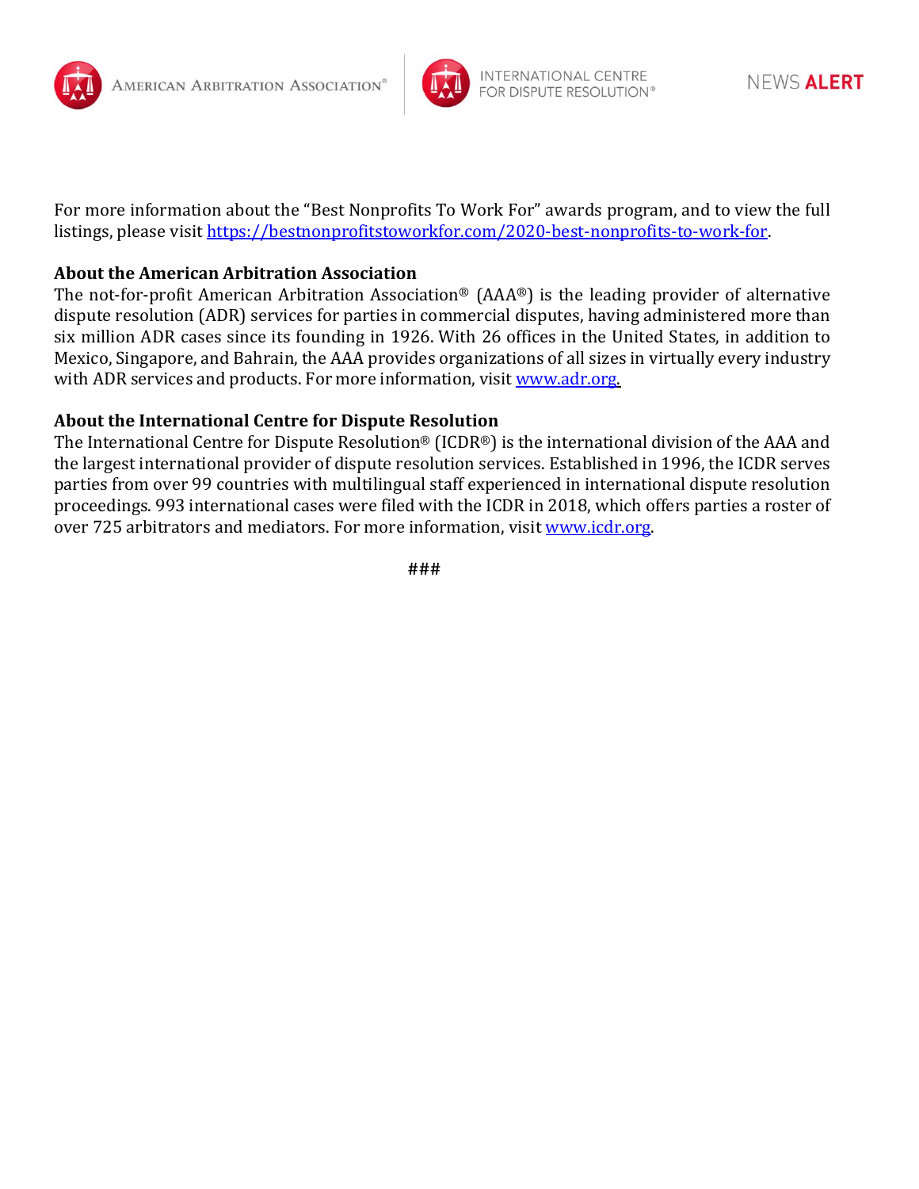For more information about the "Best Nonprofits To Work For" awards program, and to view the full listings, please visit https://bestnonprofitstoworkfor.com/2020-best-nonprofits-to-work-for.

**About the American Arbitration Association**

The not-for-profit American Arbitration Association® (AAA®) is the leading provider of alternative dispute resolution (ADR) services for parties in commercial disputes, having administered more than six million ADR cases since its founding in 1926. With 26 offices in the United States, in addition to Mexico, Singapore, and Bahrain, the AAA provides organizations of all sizes in virtually every industry with ADR services and products. For more information, visit www.adr.org.

**About the International Centre for Dispute Resolution**

The International Centre for Dispute Resolution® (ICDR®) is the international division of the AAA and the largest international provider of dispute resolution services. Established in 1996, the ICDR serves parties from over 99 countries with multilingual staff experienced in international dispute resolution proceedings. 993 international cases were filed with the ICDR in 2018, which offers parties a roster of over 725 arbitrators and mediators. For more information, visit www.icdr.org.

###